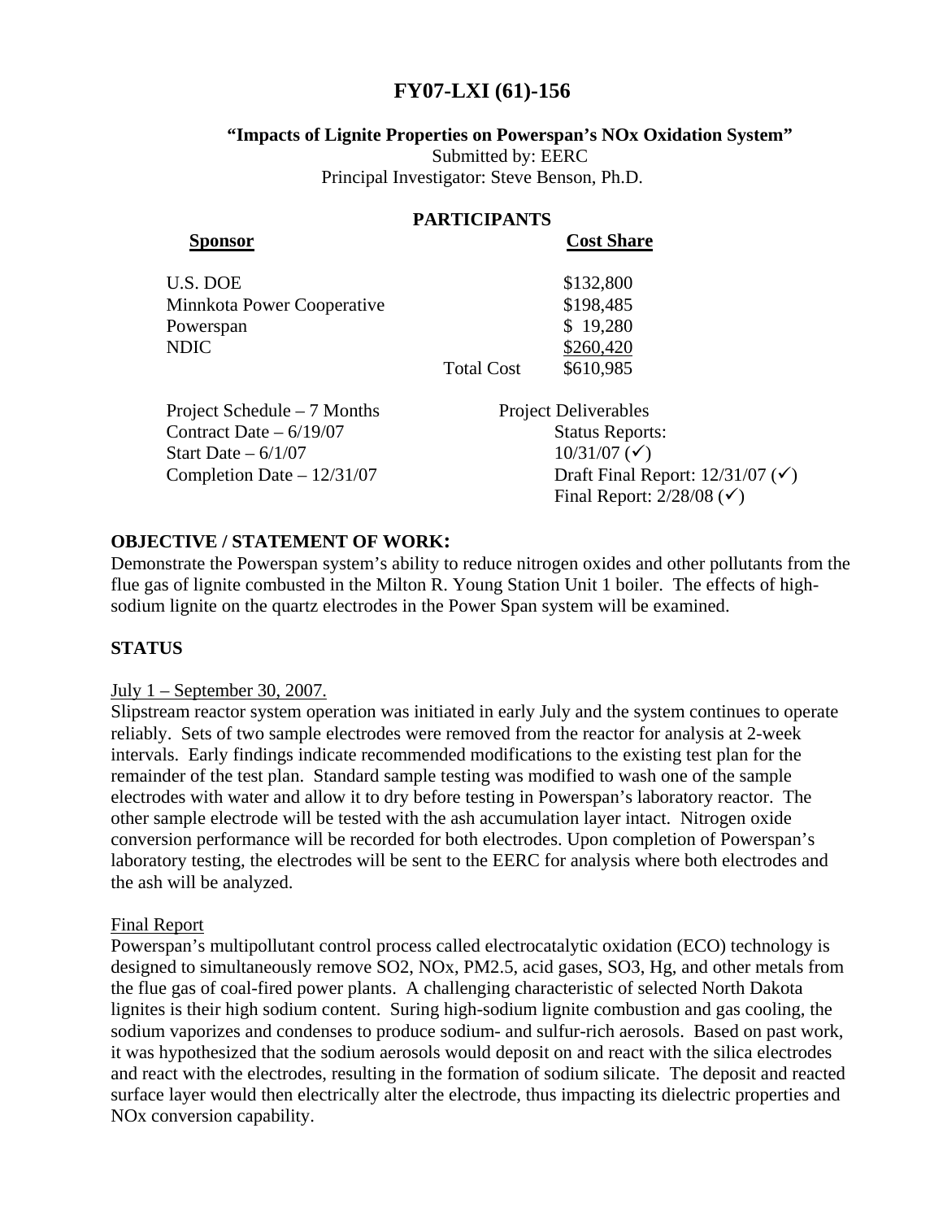# FY07-LXI (61)-156

**"Impacts of Lignite Properties on Powerspan's NOx Oxidation System"**

Submitted by: EERC

Principal Investigator: Steve Benson, Ph.D.

## PARTICIPANTS

| Sponsor | | Cost Share |
|---|---|---|
| U.S. DOE | | \$132,800 |
| Minnkota Power Cooperative | | \$198,485 |
| Powerspan | | \$ 19,280 |
| NDIC | | \$260,420 |
| | Total Cost | \$610,985 |

Project Schedule – 7 Months

Contract Date – 6/19/07

Start Date – 6/1/07

Completion Date – 12/31/07

Project Deliverables

Status Reports:

10/31/07 (✓)

Draft Final Report: 12/31/07 (✓)

Final Report: 2/28/08 (✓)

## OBJECTIVE / STATEMENT OF WORK:

Demonstrate the Powerspan system's ability to reduce nitrogen oxides and other pollutants from the flue gas of lignite combusted in the Milton R. Young Station Unit 1 boiler. The effects of high-sodium lignite on the quartz electrodes in the Power Span system will be examined.

## STATUS

July 1 – September 30, 2007.

Slipstream reactor system operation was initiated in early July and the system continues to operate reliably. Sets of two sample electrodes were removed from the reactor for analysis at 2-week intervals. Early findings indicate recommended modifications to the existing test plan for the remainder of the test plan. Standard sample testing was modified to wash one of the sample electrodes with water and allow it to dry before testing in Powerspan's laboratory reactor. The other sample electrode will be tested with the ash accumulation layer intact. Nitrogen oxide conversion performance will be recorded for both electrodes. Upon completion of Powerspan's laboratory testing, the electrodes will be sent to the EERC for analysis where both electrodes and the ash will be analyzed.

Final Report

Powerspan's multipollutant control process called electrocatalytic oxidation (ECO) technology is designed to simultaneously remove $SO_2$, NOx, PM2.5, acid gases, $SO_3$, Hg, and other metals from the flue gas of coal-fired power plants. A challenging characteristic of selected North Dakota lignites is their high sodium content. Suring high-sodium lignite combustion and gas cooling, the sodium vaporizes and condenses to produce sodium- and sulfur-rich aerosols. Based on past work, it was hypothesized that the sodium aerosols would deposit on and react with the silica electrodes and react with the electrodes, resulting in the formation of sodium silicate. The deposit and reacted surface layer would then electrically alter the electrode, thus impacting its dielectric properties and NOx conversion capability.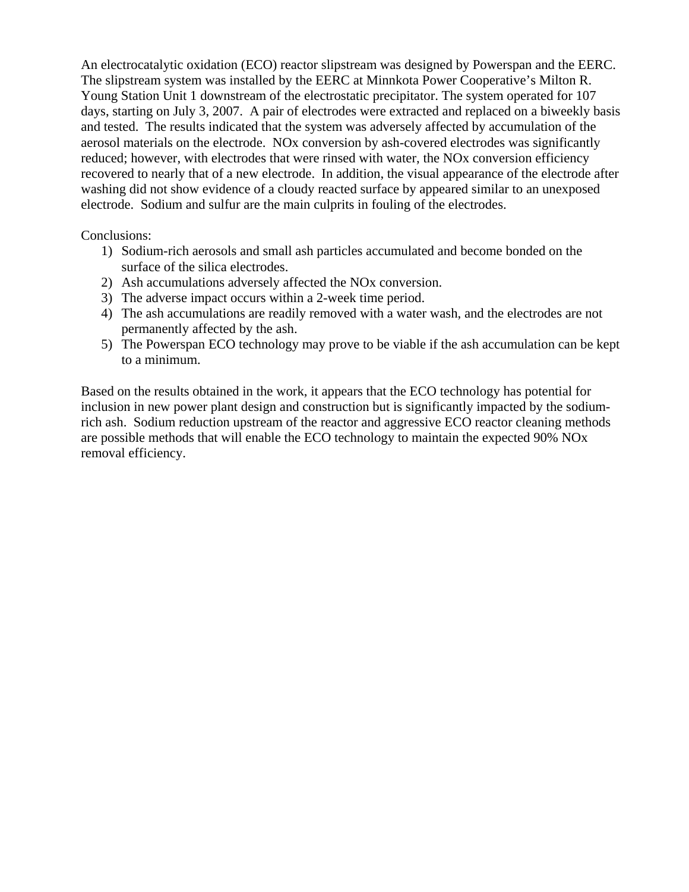An electrocatalytic oxidation (ECO) reactor slipstream was designed by Powerspan and the EERC. The slipstream system was installed by the EERC at Minnkota Power Cooperative's Milton R. Young Station Unit 1 downstream of the electrostatic precipitator. The system operated for 107 days, starting on July 3, 2007. A pair of electrodes were extracted and replaced on a biweekly basis and tested. The results indicated that the system was adversely affected by accumulation of the aerosol materials on the electrode. NOx conversion by ash-covered electrodes was significantly reduced; however, with electrodes that were rinsed with water, the NOx conversion efficiency recovered to nearly that of a new electrode. In addition, the visual appearance of the electrode after washing did not show evidence of a cloudy reacted surface by appeared similar to an unexposed electrode. Sodium and sulfur are the main culprits in fouling of the electrodes.

Conclusions:

1) Sodium-rich aerosols and small ash particles accumulated and become bonded on the surface of the silica electrodes.
2) Ash accumulations adversely affected the NOx conversion.
3) The adverse impact occurs within a 2-week time period.
4) The ash accumulations are readily removed with a water wash, and the electrodes are not permanently affected by the ash.
5) The Powerspan ECO technology may prove to be viable if the ash accumulation can be kept to a minimum.

Based on the results obtained in the work, it appears that the ECO technology has potential for inclusion in new power plant design and construction but is significantly impacted by the sodium-rich ash. Sodium reduction upstream of the reactor and aggressive ECO reactor cleaning methods are possible methods that will enable the ECO technology to maintain the expected 90% NOx removal efficiency.